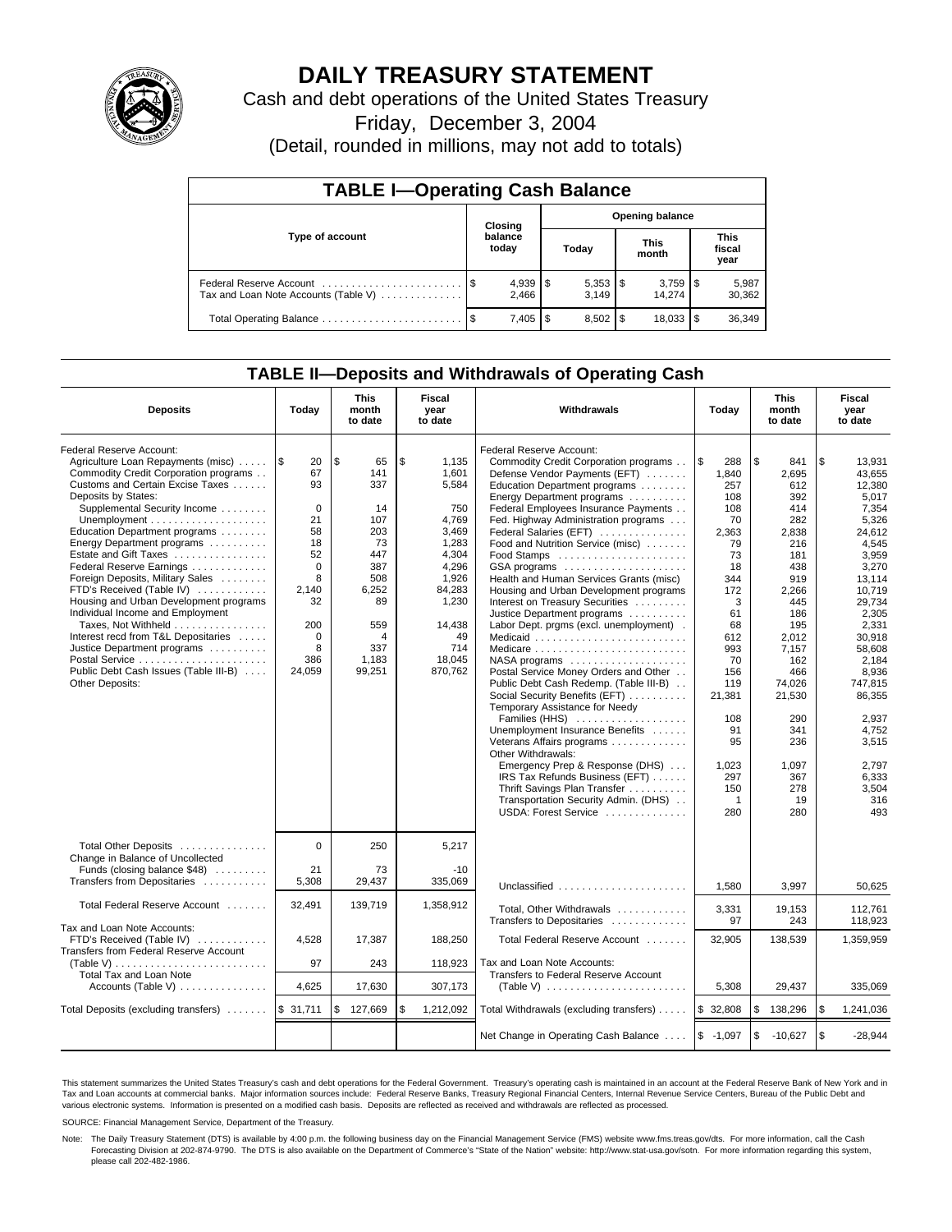# DAILY TREASURY STATEMENT

Cash and debt operations of the United States Treasury

Friday, December 3, 2004

(Detail, rounded in millions, may not add to totals)

## TABLE I—Operating Cash Balance

| Type of account | Closing balance today | Opening balance Today | Opening balance This month | Opening balance This fiscal year |
|---|---|---|---|---|
| Federal Reserve Account | $ 4,939 | $ 5,353 | $ 3,759 | $ 5,987 |
| Tax and Loan Note Accounts (Table V) | 2,466 | 3,149 | 14,274 | 30,362 |
| Total Operating Balance | $ 7,405 | $ 8,502 | $ 18,033 | $ 36,349 |

## TABLE II—Deposits and Withdrawals of Operating Cash

| Deposits | Today | This month to date | Fiscal year to date | Withdrawals | Today | This month to date | Fiscal year to date |
|---|---|---|---|---|---|---|---|
| Federal Reserve Account: | | | | Federal Reserve Account: | | | |
| Agriculture Loan Repayments (misc) | $ 20 | $ 65 | $ 1,135 | Commodity Credit Corporation programs | $ 288 | $ 841 | $ 13,931 |
| Commodity Credit Corporation programs | 67 | 141 | 1,601 | Defense Vendor Payments (EFT) | 1,840 | 2,695 | 43,655 |
| Customs and Certain Excise Taxes | 93 | 337 | 5,584 | Education Department programs | 257 | 612 | 12,380 |
| Deposits by States: | | | | Energy Department programs | 108 | 392 | 5,017 |
| Supplemental Security Income | 0 | 14 | 750 | Federal Employees Insurance Payments | 108 | 414 | 7,354 |
| Unemployment | 21 | 107 | 4,769 | Fed. Highway Administration programs | 70 | 282 | 5,326 |
| Education Department programs | 58 | 203 | 3,469 | Federal Salaries (EFT) | 2,363 | 2,838 | 24,612 |
| Energy Department programs | 18 | 73 | 1,283 | Food and Nutrition Service (misc) | 79 | 216 | 4,545 |
| Estate and Gift Taxes | 52 | 447 | 4,304 | Food Stamps | 73 | 181 | 3,959 |
| Federal Reserve Earnings | 0 | 387 | 4,296 | GSA programs | 18 | 438 | 3,270 |
| Foreign Deposits, Military Sales | 8 | 508 | 1,926 | Health and Human Services Grants (misc) | 344 | 919 | 13,114 |
| FTD's Received (Table IV) | 2,140 | 6,252 | 84,283 | Housing and Urban Development programs | 172 | 2,266 | 10,719 |
| Housing and Urban Development programs | 32 | 89 | 1,230 | Interest on Treasury Securities | 3 | 445 | 29,734 |
| Individual Income and Employment | | | | Justice Department programs | 61 | 186 | 2,305 |
| Taxes, Not Withheld | 200 | 559 | 14,438 | Labor Dept. prgms (excl. unemployment) | 68 | 195 | 2,331 |
| Interest recd from T&L Depositaries | 0 | 4 | 49 | Medicaid | 612 | 2,012 | 30,918 |
| Justice Department programs | 8 | 337 | 714 | Medicare | 993 | 7,157 | 58,608 |
| Postal Service | 386 | 1,183 | 18,045 | NASA programs | 70 | 162 | 2,184 |
| Public Debt Cash Issues (Table III-B) | 24,059 | 99,251 | 870,762 | Postal Service Money Orders and Other | 156 | 466 | 8,936 |
| Other Deposits: | | | | Public Debt Cash Redemp. (Table III-B) | 119 | 74,026 | 747,815 |
| | | | | Social Security Benefits (EFT) | 21,381 | 21,530 | 86,355 |
| | | | | Temporary Assistance for Needy Families (HHS) | 108 | 290 | 2,937 |
| | | | | Unemployment Insurance Benefits | 91 | 341 | 4,752 |
| | | | | Veterans Affairs programs | 95 | 236 | 3,515 |
| | | | | Other Withdrawals: | | | |
| | | | | Emergency Prep & Response (DHS) | 1,023 | 1,097 | 2,797 |
| | | | | IRS Tax Refunds Business (EFT) | 297 | 367 | 6,333 |
| | | | | Thrift Savings Plan Transfer | 150 | 278 | 3,504 |
| | | | | Transportation Security Admin. (DHS) | 1 | 19 | 316 |
| | | | | USDA: Forest Service | 280 | 280 | 493 |
| Total Other Deposits | 0 | 250 | 5,217 | | | | |
| Change in Balance of Uncollected Funds (closing balance $48) | 21 | 73 | -10 | | | | |
| Transfers from Depositaries | 5,308 | 29,437 | 335,069 | Unclassified | 1,580 | 3,997 | 50,625 |
| Total Federal Reserve Account | 32,491 | 139,719 | 1,358,912 | Total, Other Withdrawals | 3,331 | 19,153 | 112,761 |
| | | | | Transfers to Depositaries | 97 | 243 | 118,923 |
| Tax and Loan Note Accounts: | | | | | | | |
| FTD's Received (Table IV) | 4,528 | 17,387 | 188,250 | Total Federal Reserve Account | 32,905 | 138,539 | 1,359,959 |
| Transfers from Federal Reserve Account (Table V) | 97 | 243 | 118,923 | Tax and Loan Note Accounts: | | | |
| Total Tax and Loan Note Accounts (Table V) | 4,625 | 17,630 | 307,173 | Transfers to Federal Reserve Account (Table V) | 5,308 | 29,437 | 335,069 |
| Total Deposits (excluding transfers) | $ 31,711 | $ 127,669 | $ 1,212,092 | Total Withdrawals (excluding transfers) | $ 32,808 | $ 138,296 | $ 1,241,036 |
| | | | | Net Change in Operating Cash Balance | $ -1,097 | $ -10,627 | $ -28,944 |

This statement summarizes the United States Treasury's cash and debt operations for the Federal Government. Treasury's operating cash is maintained in an account at the Federal Reserve Bank of New York and in Tax and Loan accounts at commercial banks. Major information sources include: Federal Reserve Banks, Treasury Regional Financial Centers, Internal Revenue Service Centers, Bureau of the Public Debt and various electronic systems. Information is presented on a modified cash basis. Deposits are reflected as received and withdrawals are reflected as processed.

SOURCE: Financial Management Service, Department of the Treasury.

Note: The Daily Treasury Statement (DTS) is available by 4:00 p.m. the following business day on the Financial Management Service (FMS) website www.fms.treas.gov/dts. For more information, call the Cash Forecasting Division at 202-874-9790. The DTS is also available on the Department of Commerce's "State of the Nation" website: http://www.stat-usa.gov/sotn. For more information regarding this system, please call 202-482-1986.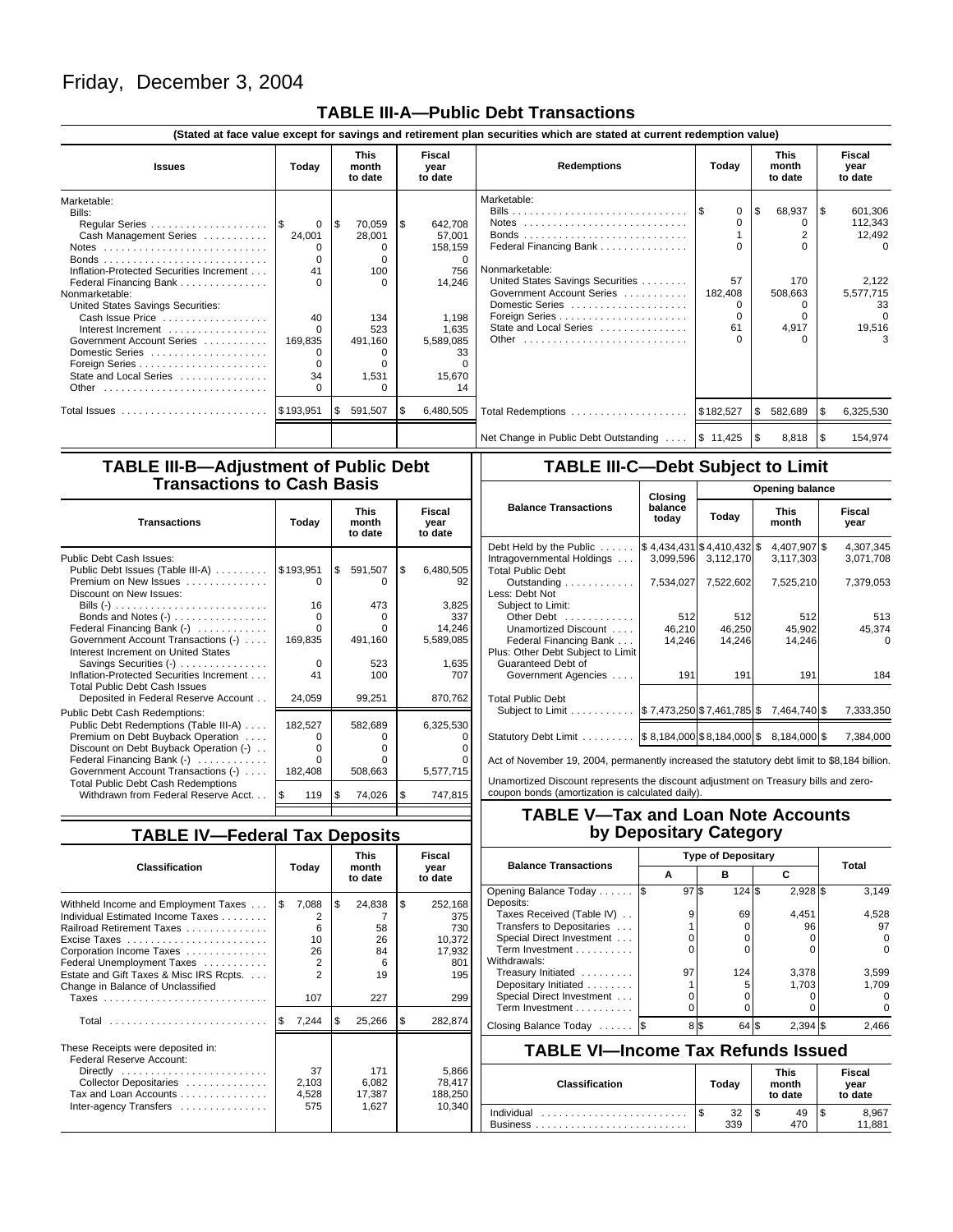Friday, December 3, 2004

## TABLE III-A—Public Debt Transactions

(Stated at face value except for savings and retirement plan securities which are stated at current redemption value)

| Issues | Today | This month to date | Fiscal year to date |
|---|---|---|---|
| Marketable: | | | |
| Bills: | | | |
| Regular Series | $ 0 | $ 70,059 | $ 642,708 |
| Cash Management Series | 24,001 | 28,001 | 57,001 |
| Notes | 0 | 0 | 158,159 |
| Bonds | 0 | 0 | 0 |
| Inflation-Protected Securities Increment | 41 | 100 | 756 |
| Federal Financing Bank | 0 | 0 | 14,246 |
| Nonmarketable: | | | |
| United States Savings Securities: | | | |
| Cash Issue Price | 40 | 134 | 1,198 |
| Interest Increment | 0 | 523 | 1,635 |
| Government Account Series | 169,835 | 491,160 | 5,589,085 |
| Domestic Series | 0 | 0 | 33 |
| Foreign Series | 0 | 0 | 0 |
| State and Local Series | 34 | 1,531 | 15,670 |
| Other | 0 | 0 | 14 |
| Total Issues | $193,951 | $ 591,507 | $ 6,480,505 |

| Redemptions | Today | This month to date | Fiscal year to date |
|---|---|---|---|
| Marketable: | | | |
| Bills | $ 0 | $ 68,937 | $ 601,306 |
| Notes | 0 | 0 | 112,343 |
| Bonds | 1 | 2 | 12,492 |
| Federal Financing Bank | 0 | 0 | 0 |
| Nonmarketable: | | | |
| United States Savings Securities | 57 | 170 | 2,122 |
| Government Account Series | 182,408 | 508,663 | 5,577,715 |
| Domestic Series | 0 | 0 | 33 |
| Foreign Series | 0 | 0 | 0 |
| State and Local Series | 61 | 4,917 | 19,516 |
| Other | 0 | 0 | 3 |
| Total Redemptions | $182,527 | $ 582,689 | $ 6,325,530 |
| Net Change in Public Debt Outstanding | $ 11,425 | $ 8,818 | $ 154,974 |

## TABLE III-B—Adjustment of Public Debt Transactions to Cash Basis

| Transactions | Today | This month to date | Fiscal year to date |
|---|---|---|---|
| Public Debt Cash Issues: | | | |
| Public Debt Issues (Table III-A) | $193,951 | $ 591,507 | $ 6,480,505 |
| Premium on New Issues | 0 | 0 | 92 |
| Discount on New Issues: | | | |
| Bills (-) | 16 | 473 | 3,825 |
| Bonds and Notes (-) | 0 | 0 | 337 |
| Federal Financing Bank (-) | 0 | 0 | 14,246 |
| Government Account Transactions (-) | 169,835 | 491,160 | 5,589,085 |
| Interest Increment on United States Savings Securities (-) | 0 | 523 | 1,635 |
| Inflation-Protected Securities Increment | 41 | 100 | 707 |
| Total Public Debt Cash Issues Deposited in Federal Reserve Account | 24,059 | 99,251 | 870,762 |
| Public Debt Cash Redemptions: | | | |
| Public Debt Redemptions (Table III-A) | 182,527 | 582,689 | 6,325,530 |
| Premium on Debt Buyback Operation | 0 | 0 | 0 |
| Discount on Debt Buyback Operation (-) | 0 | 0 | 0 |
| Federal Financing Bank (-) | 0 | 0 | 0 |
| Government Account Transactions (-) | 182,408 | 508,663 | 5,577,715 |
| Total Public Debt Cash Redemptions Withdrawn from Federal Reserve Acct. | $ 119 | $ 74,026 | $ 747,815 |

## TABLE III-C—Debt Subject to Limit

| Balance Transactions | Closing balance today | Opening balance Today | Opening balance This month | Opening balance Fiscal year |
|---|---|---|---|---|
| Debt Held by the Public | $ 4,434,431 | $ 4,410,432 | $ 4,407,907 | $ 4,307,345 |
| Intragovernmental Holdings | 3,099,596 | 3,112,170 | 3,117,303 | 3,071,708 |
| Total Public Debt Outstanding | 7,534,027 | 7,522,602 | 7,525,210 | 7,379,053 |
| Less: Debt Not Subject to Limit: | | | | |
| Other Debt | 512 | 512 | 512 | 513 |
| Unamortized Discount | 46,210 | 46,250 | 45,902 | 45,374 |
| Federal Financing Bank | 14,246 | 14,246 | 14,246 | 0 |
| Plus: Other Debt Subject to Limit Guaranteed Debt of Government Agencies | 191 | 191 | 191 | 184 |
| Total Public Debt Subject to Limit | $ 7,473,250 | $ 7,461,785 | $ 7,464,740 | $ 7,333,350 |
| Statutory Debt Limit | $ 8,184,000 | $ 8,184,000 | $ 8,184,000 | $ 7,384,000 |

Act of November 19, 2004, permanently increased the statutory debt limit to $8,184 billion.

Unamortized Discount represents the discount adjustment on Treasury bills and zero-coupon bonds (amortization is calculated daily).

## TABLE IV—Federal Tax Deposits

| Classification | Today | This month to date | Fiscal year to date |
|---|---|---|---|
| Withheld Income and Employment Taxes | $ 7,088 | $ 24,838 | $ 252,168 |
| Individual Estimated Income Taxes | 2 | 7 | 375 |
| Railroad Retirement Taxes | 6 | 58 | 730 |
| Excise Taxes | 10 | 26 | 10,372 |
| Corporation Income Taxes | 26 | 84 | 17,932 |
| Federal Unemployment Taxes | 2 | 6 | 801 |
| Estate and Gift Taxes & Misc IRS Rcpts. | 2 | 19 | 195 |
| Change in Balance of Unclassified Taxes | 107 | 227 | 299 |
| Total | $ 7,244 | $ 25,266 | $ 282,874 |
| These Receipts were deposited in: | | | |
| Federal Reserve Account: | | | |
| Directly | 37 | 171 | 5,866 |
| Collector Depositaries | 2,103 | 6,082 | 78,417 |
| Tax and Loan Accounts | 4,528 | 17,387 | 188,250 |
| Inter-agency Transfers | 575 | 1,627 | 10,340 |

## TABLE V—Tax and Loan Note Accounts by Depositary Category

| Balance Transactions | Type of Depositary A | Type of Depositary B | Type of Depositary C | Total |
|---|---|---|---|---|
| Opening Balance Today | $ 97 | $ 124 | $ 2,928 | $ 3,149 |
| Deposits: | | | | |
| Taxes Received (Table IV) | 9 | 69 | 4,451 | 4,528 |
| Transfers to Depositaries | 1 | 0 | 96 | 97 |
| Special Direct Investment | 0 | 0 | 0 | 0 |
| Term Investment | 0 | 0 | 0 | 0 |
| Withdrawals: | | | | |
| Treasury Initiated | 97 | 124 | 3,378 | 3,599 |
| Depositary Initiated | 1 | 5 | 1,703 | 1,709 |
| Special Direct Investment | 0 | 0 | 0 | 0 |
| Term Investment | 0 | 0 | 0 | 0 |
| Closing Balance Today | $ 8 | $ 64 | $ 2,394 | $ 2,466 |

## TABLE VI—Income Tax Refunds Issued

| Classification | Today | This month to date | Fiscal year to date |
|---|---|---|---|
| Individual | $ 32 | $ 49 | $ 8,967 |
| Business | 339 | 470 | 11,881 |